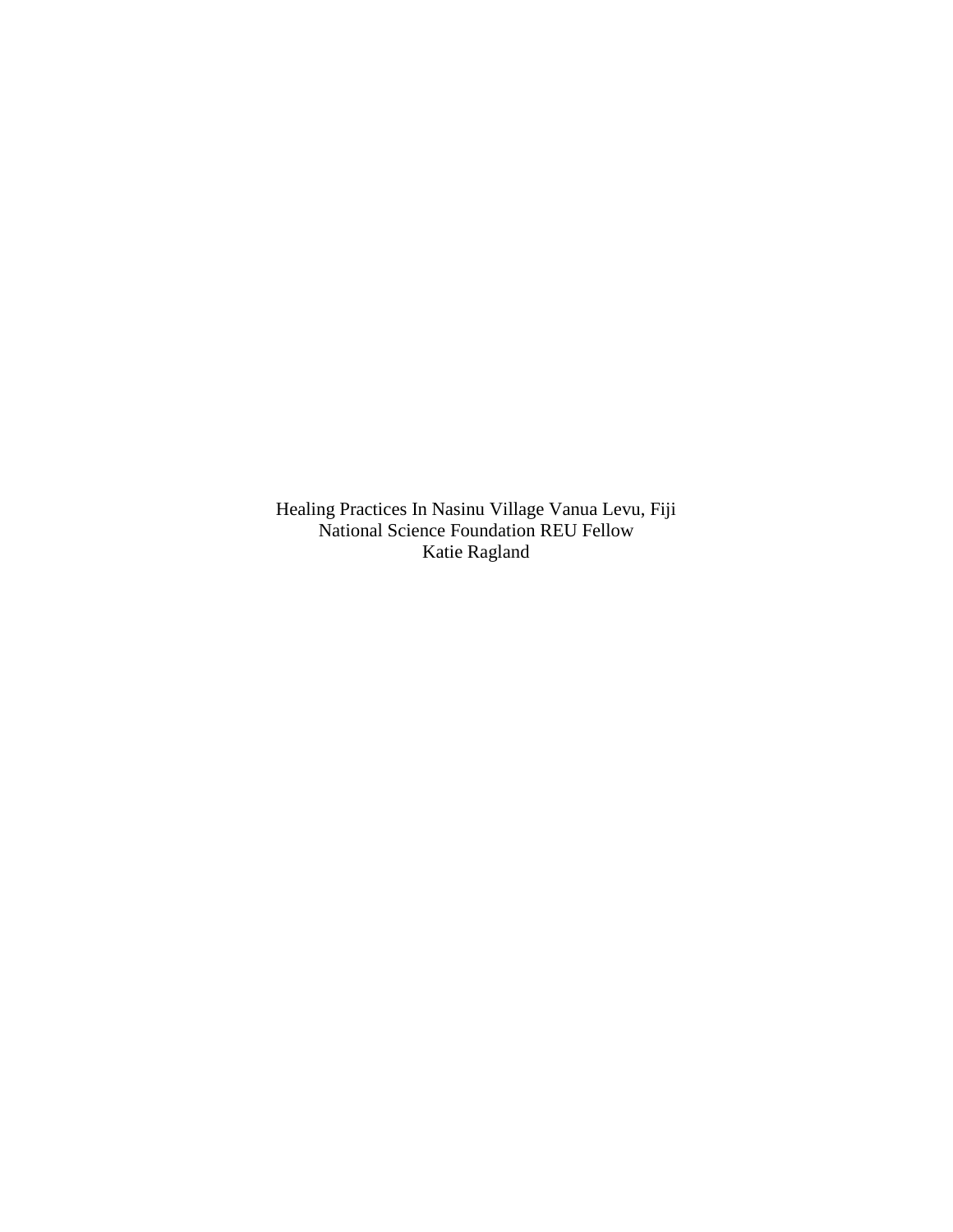Healing Practices In Nasinu Village Vanua Levu, Fiji

National Science Foundation REU Fellow

Katie Ragland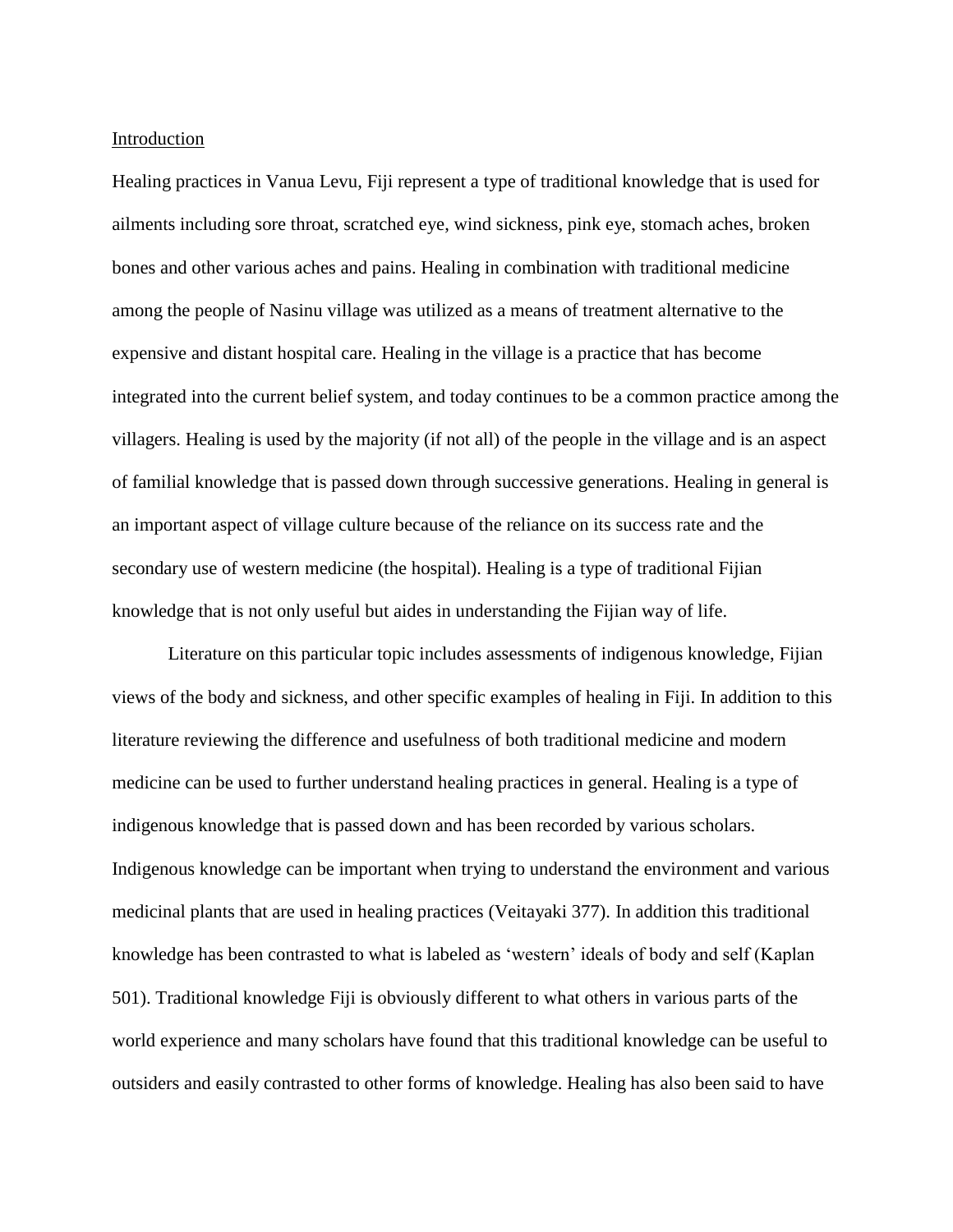Introduction

Healing practices in Vanua Levu, Fiji represent a type of traditional knowledge that is used for ailments including sore throat, scratched eye, wind sickness, pink eye, stomach aches, broken bones and other various aches and pains. Healing in combination with traditional medicine among the people of Nasinu village was utilized as a means of treatment alternative to the expensive and distant hospital care. Healing in the village is a practice that has become integrated into the current belief system, and today continues to be a common practice among the villagers. Healing is used by the majority (if not all) of the people in the village and is an aspect of familial knowledge that is passed down through successive generations. Healing in general is an important aspect of village culture because of the reliance on its success rate and the secondary use of western medicine (the hospital). Healing is a type of traditional Fijian knowledge that is not only useful but aides in understanding the Fijian way of life.

Literature on this particular topic includes assessments of indigenous knowledge, Fijian views of the body and sickness, and other specific examples of healing in Fiji. In addition to this literature reviewing the difference and usefulness of both traditional medicine and modern medicine can be used to further understand healing practices in general. Healing is a type of indigenous knowledge that is passed down and has been recorded by various scholars. Indigenous knowledge can be important when trying to understand the environment and various medicinal plants that are used in healing practices (Veitayaki 377). In addition this traditional knowledge has been contrasted to what is labeled as 'western' ideals of body and self (Kaplan 501). Traditional knowledge Fiji is obviously different to what others in various parts of the world experience and many scholars have found that this traditional knowledge can be useful to outsiders and easily contrasted to other forms of knowledge. Healing has also been said to have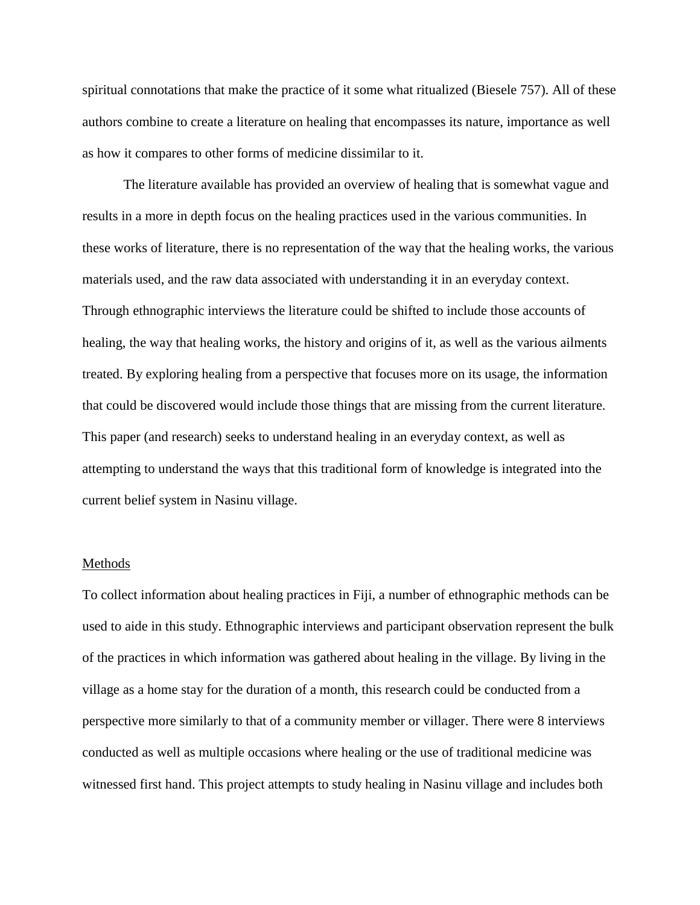spiritual connotations that make the practice of it some what ritualized (Biesele 757). All of these authors combine to create a literature on healing that encompasses its nature, importance as well as how it compares to other forms of medicine dissimilar to it.

The literature available has provided an overview of healing that is somewhat vague and results in a more in depth focus on the healing practices used in the various communities. In these works of literature, there is no representation of the way that the healing works, the various materials used, and the raw data associated with understanding it in an everyday context. Through ethnographic interviews the literature could be shifted to include those accounts of healing, the way that healing works, the history and origins of it, as well as the various ailments treated. By exploring healing from a perspective that focuses more on its usage, the information that could be discovered would include those things that are missing from the current literature. This paper (and research) seeks to understand healing in an everyday context, as well as attempting to understand the ways that this traditional form of knowledge is integrated into the current belief system in Nasinu village.

## Methods

To collect information about healing practices in Fiji, a number of ethnographic methods can be used to aide in this study. Ethnographic interviews and participant observation represent the bulk of the practices in which information was gathered about healing in the village. By living in the village as a home stay for the duration of a month, this research could be conducted from a perspective more similarly to that of a community member or villager. There were 8 interviews conducted as well as multiple occasions where healing or the use of traditional medicine was witnessed first hand. This project attempts to study healing in Nasinu village and includes both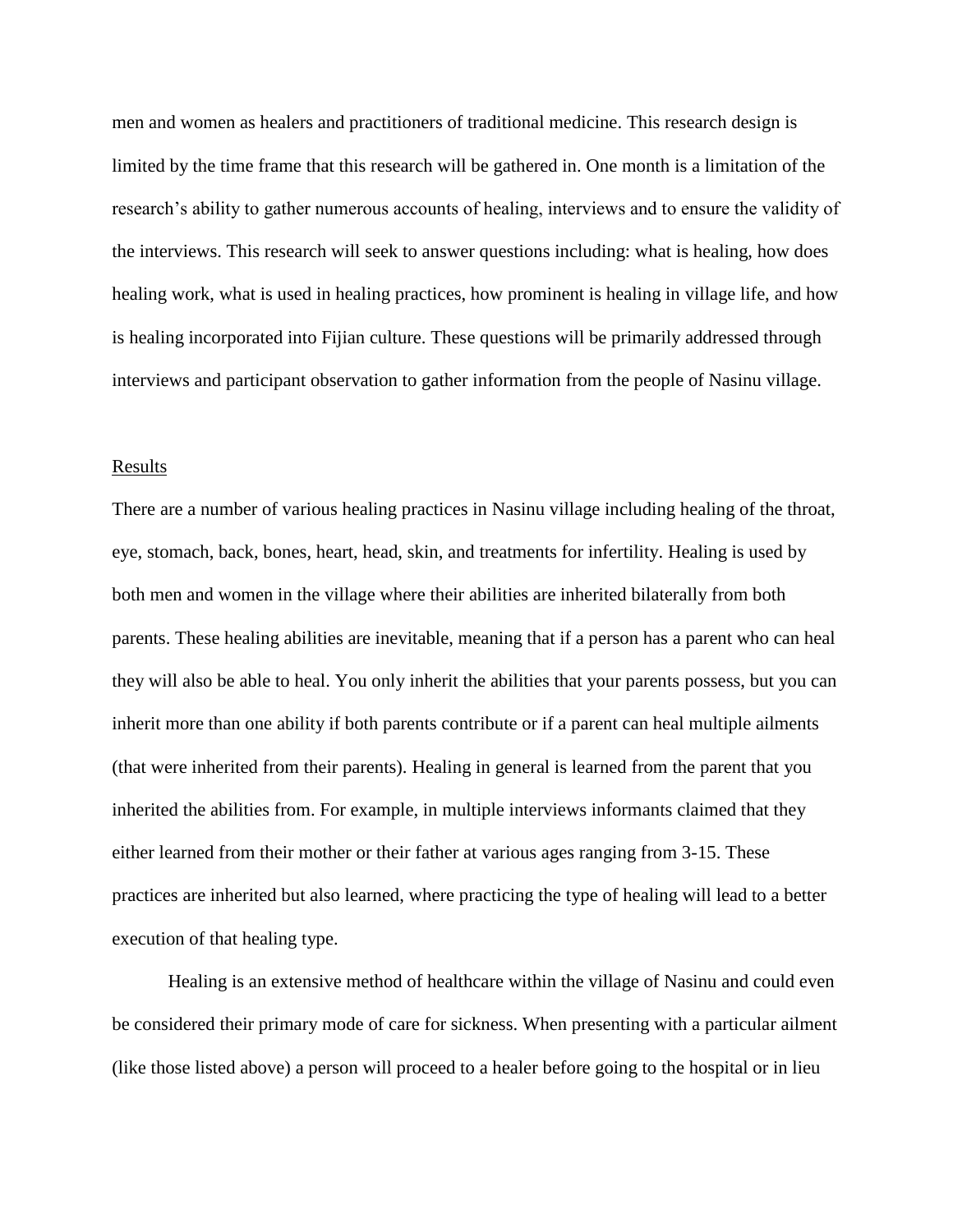men and women as healers and practitioners of traditional medicine. This research design is limited by the time frame that this research will be gathered in. One month is a limitation of the research's ability to gather numerous accounts of healing, interviews and to ensure the validity of the interviews. This research will seek to answer questions including: what is healing, how does healing work, what is used in healing practices, how prominent is healing in village life, and how is healing incorporated into Fijian culture. These questions will be primarily addressed through interviews and participant observation to gather information from the people of Nasinu village.

## Results

There are a number of various healing practices in Nasinu village including healing of the throat, eye, stomach, back, bones, heart, head, skin, and treatments for infertility. Healing is used by both men and women in the village where their abilities are inherited bilaterally from both parents. These healing abilities are inevitable, meaning that if a person has a parent who can heal they will also be able to heal. You only inherit the abilities that your parents possess, but you can inherit more than one ability if both parents contribute or if a parent can heal multiple ailments (that were inherited from their parents). Healing in general is learned from the parent that you inherited the abilities from. For example, in multiple interviews informants claimed that they either learned from their mother or their father at various ages ranging from 3-15. These practices are inherited but also learned, where practicing the type of healing will lead to a better execution of that healing type.

Healing is an extensive method of healthcare within the village of Nasinu and could even be considered their primary mode of care for sickness. When presenting with a particular ailment (like those listed above) a person will proceed to a healer before going to the hospital or in lieu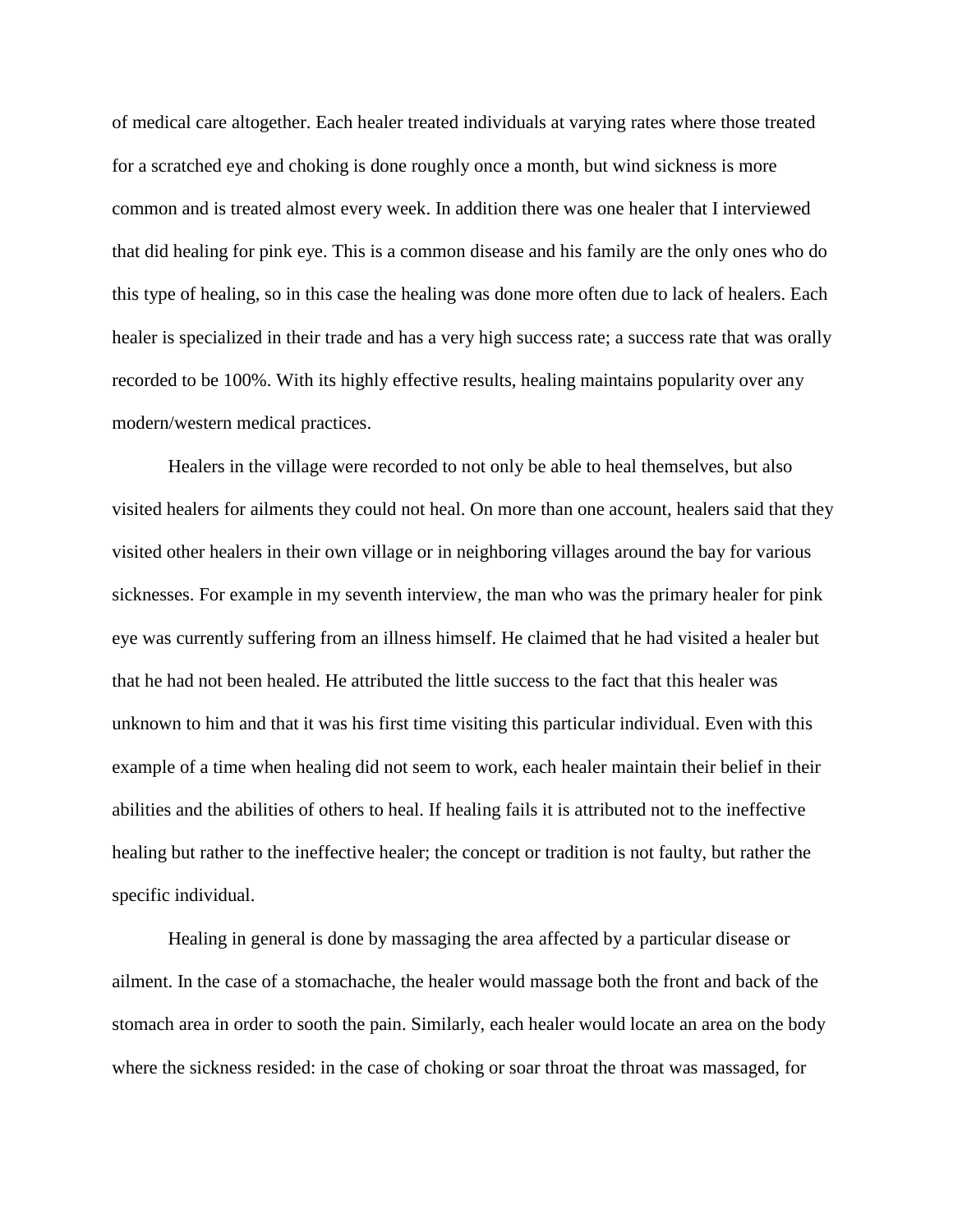of medical care altogether. Each healer treated individuals at varying rates where those treated for a scratched eye and choking is done roughly once a month, but wind sickness is more common and is treated almost every week. In addition there was one healer that I interviewed that did healing for pink eye. This is a common disease and his family are the only ones who do this type of healing, so in this case the healing was done more often due to lack of healers. Each healer is specialized in their trade and has a very high success rate; a success rate that was orally recorded to be 100%. With its highly effective results, healing maintains popularity over any modern/western medical practices.

Healers in the village were recorded to not only be able to heal themselves, but also visited healers for ailments they could not heal. On more than one account, healers said that they visited other healers in their own village or in neighboring villages around the bay for various sicknesses. For example in my seventh interview, the man who was the primary healer for pink eye was currently suffering from an illness himself. He claimed that he had visited a healer but that he had not been healed. He attributed the little success to the fact that this healer was unknown to him and that it was his first time visiting this particular individual. Even with this example of a time when healing did not seem to work, each healer maintain their belief in their abilities and the abilities of others to heal. If healing fails it is attributed not to the ineffective healing but rather to the ineffective healer; the concept or tradition is not faulty, but rather the specific individual.

Healing in general is done by massaging the area affected by a particular disease or ailment. In the case of a stomachache, the healer would massage both the front and back of the stomach area in order to sooth the pain. Similarly, each healer would locate an area on the body where the sickness resided: in the case of choking or soar throat the throat was massaged, for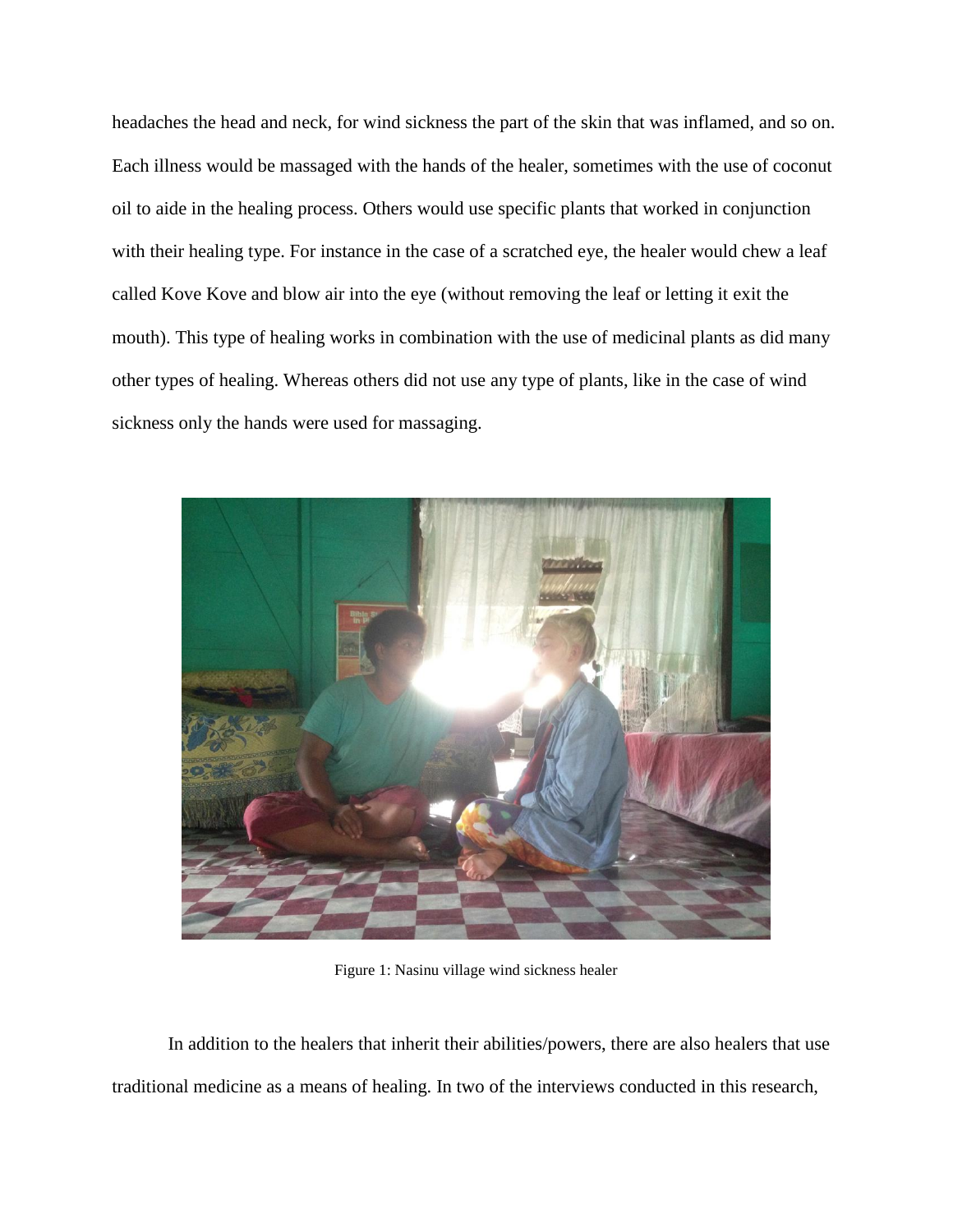headaches the head and neck, for wind sickness the part of the skin that was inflamed, and so on. Each illness would be massaged with the hands of the healer, sometimes with the use of coconut oil to aide in the healing process. Others would use specific plants that worked in conjunction with their healing type. For instance in the case of a scratched eye, the healer would chew a leaf called Kove Kove and blow air into the eye (without removing the leaf or letting it exit the mouth). This type of healing works in combination with the use of medicinal plants as did many other types of healing. Whereas others did not use any type of plants, like in the case of wind sickness only the hands were used for massaging.

Figure 1: Nasinu village wind sickness healer

In addition to the healers that inherit their abilities/powers, there are also healers that use traditional medicine as a means of healing. In two of the interviews conducted in this research,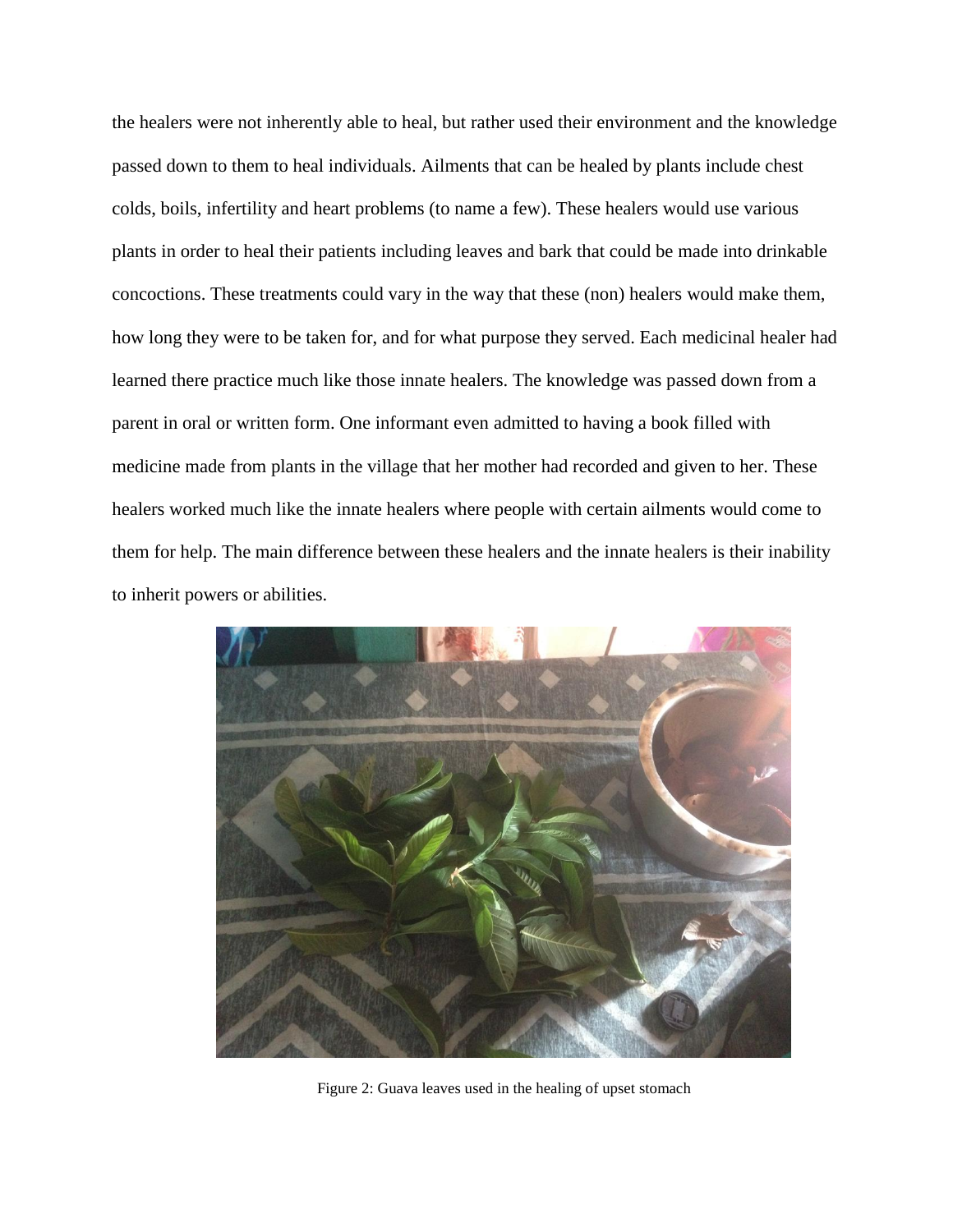the healers were not inherently able to heal, but rather used their environment and the knowledge passed down to them to heal individuals. Ailments that can be healed by plants include chest colds, boils, infertility and heart problems (to name a few). These healers would use various plants in order to heal their patients including leaves and bark that could be made into drinkable concoctions. These treatments could vary in the way that these (non) healers would make them, how long they were to be taken for, and for what purpose they served. Each medicinal healer had learned there practice much like those innate healers. The knowledge was passed down from a parent in oral or written form. One informant even admitted to having a book filled with medicine made from plants in the village that her mother had recorded and given to her. These healers worked much like the innate healers where people with certain ailments would come to them for help. The main difference between these healers and the innate healers is their inability to inherit powers or abilities.

Figure 2: Guava leaves used in the healing of upset stomach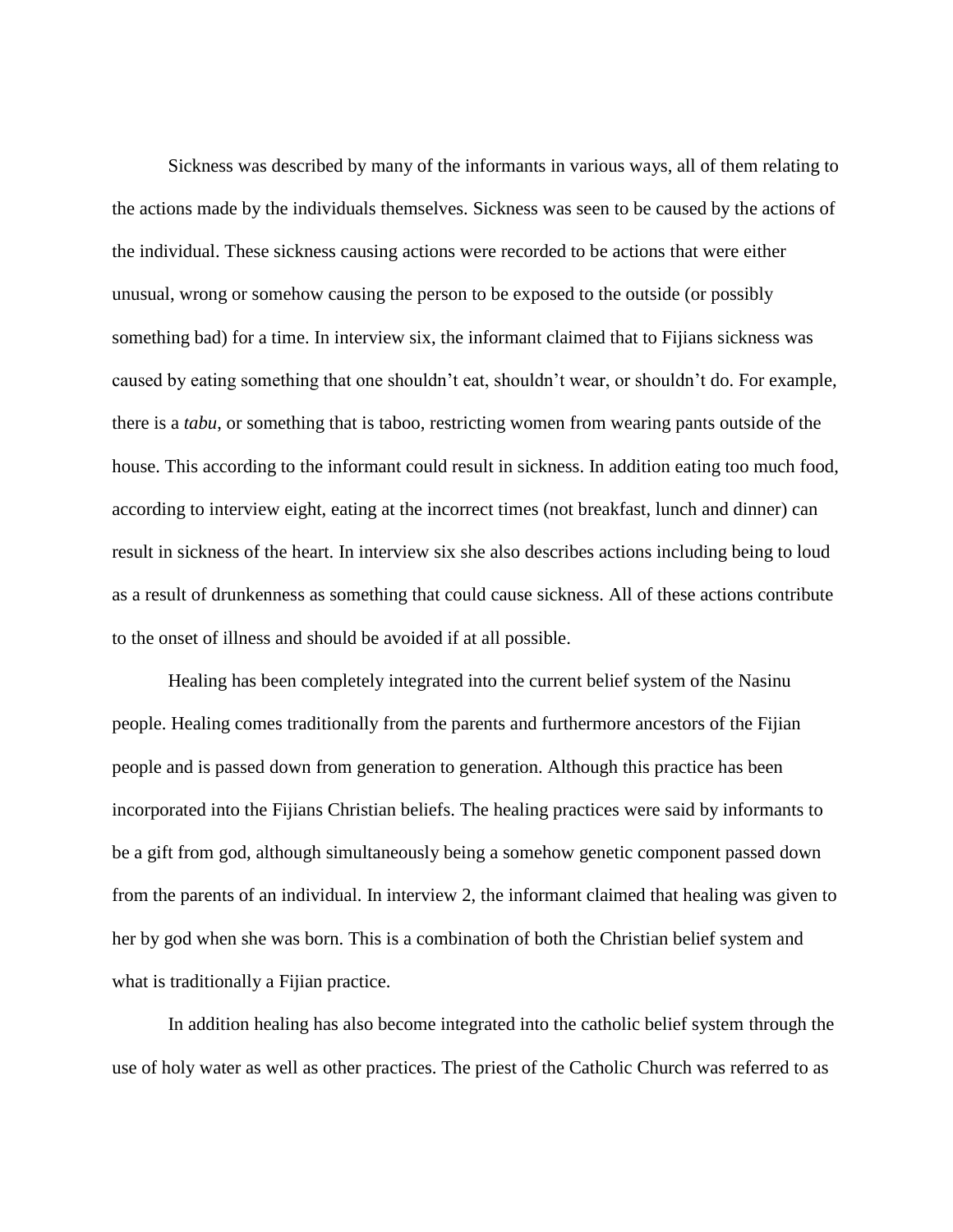Sickness was described by many of the informants in various ways, all of them relating to the actions made by the individuals themselves. Sickness was seen to be caused by the actions of the individual. These sickness causing actions were recorded to be actions that were either unusual, wrong or somehow causing the person to be exposed to the outside (or possibly something bad) for a time. In interview six, the informant claimed that to Fijians sickness was caused by eating something that one shouldn't eat, shouldn't wear, or shouldn't do. For example, there is a *tabu*, or something that is taboo, restricting women from wearing pants outside of the house. This according to the informant could result in sickness. In addition eating too much food, according to interview eight, eating at the incorrect times (not breakfast, lunch and dinner) can result in sickness of the heart. In interview six she also describes actions including being to loud as a result of drunkenness as something that could cause sickness. All of these actions contribute to the onset of illness and should be avoided if at all possible.

Healing has been completely integrated into the current belief system of the Nasinu people. Healing comes traditionally from the parents and furthermore ancestors of the Fijian people and is passed down from generation to generation. Although this practice has been incorporated into the Fijians Christian beliefs. The healing practices were said by informants to be a gift from god, although simultaneously being a somehow genetic component passed down from the parents of an individual. In interview 2, the informant claimed that healing was given to her by god when she was born. This is a combination of both the Christian belief system and what is traditionally a Fijian practice.

In addition healing has also become integrated into the catholic belief system through the use of holy water as well as other practices. The priest of the Catholic Church was referred to as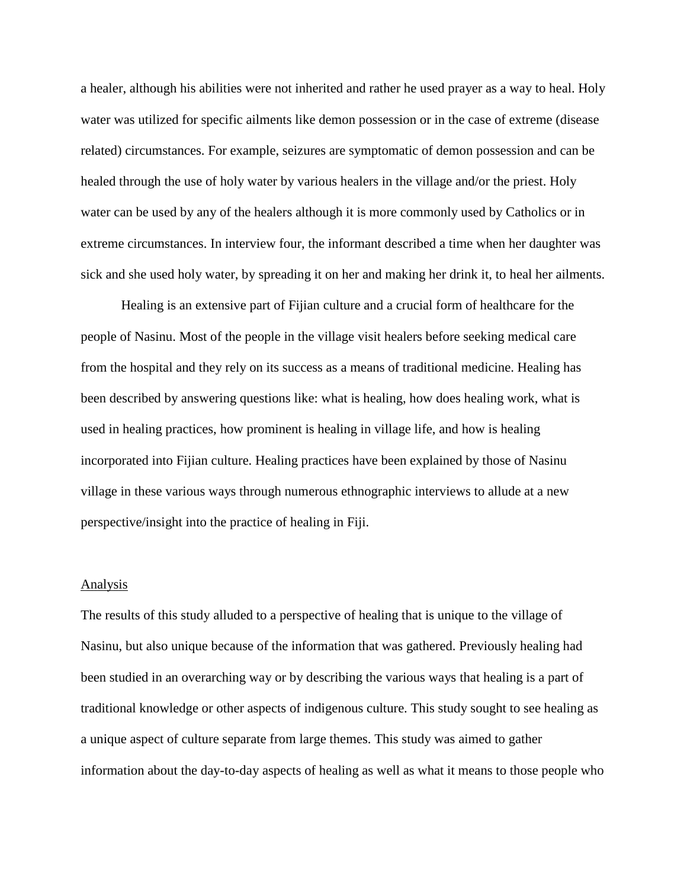a healer, although his abilities were not inherited and rather he used prayer as a way to heal. Holy water was utilized for specific ailments like demon possession or in the case of extreme (disease related) circumstances. For example, seizures are symptomatic of demon possession and can be healed through the use of holy water by various healers in the village and/or the priest. Holy water can be used by any of the healers although it is more commonly used by Catholics or in extreme circumstances. In interview four, the informant described a time when her daughter was sick and she used holy water, by spreading it on her and making her drink it, to heal her ailments.

Healing is an extensive part of Fijian culture and a crucial form of healthcare for the people of Nasinu. Most of the people in the village visit healers before seeking medical care from the hospital and they rely on its success as a means of traditional medicine. Healing has been described by answering questions like: what is healing, how does healing work, what is used in healing practices, how prominent is healing in village life, and how is healing incorporated into Fijian culture. Healing practices have been explained by those of Nasinu village in these various ways through numerous ethnographic interviews to allude at a new perspective/insight into the practice of healing in Fiji.

## Analysis

The results of this study alluded to a perspective of healing that is unique to the village of Nasinu, but also unique because of the information that was gathered. Previously healing had been studied in an overarching way or by describing the various ways that healing is a part of traditional knowledge or other aspects of indigenous culture. This study sought to see healing as a unique aspect of culture separate from large themes. This study was aimed to gather information about the day-to-day aspects of healing as well as what it means to those people who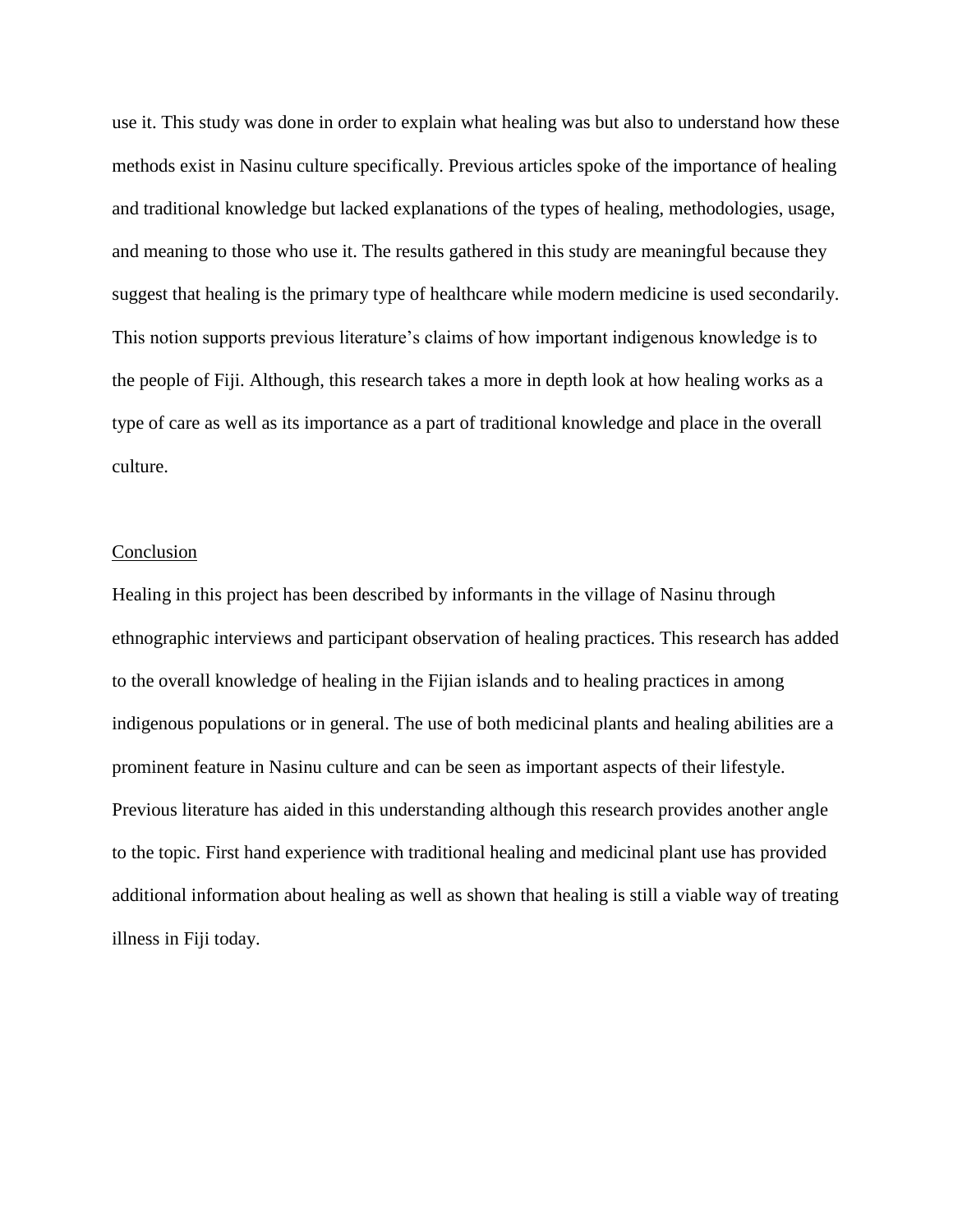use it. This study was done in order to explain what healing was but also to understand how these methods exist in Nasinu culture specifically. Previous articles spoke of the importance of healing and traditional knowledge but lacked explanations of the types of healing, methodologies, usage, and meaning to those who use it. The results gathered in this study are meaningful because they suggest that healing is the primary type of healthcare while modern medicine is used secondarily. This notion supports previous literature's claims of how important indigenous knowledge is to the people of Fiji. Although, this research takes a more in depth look at how healing works as a type of care as well as its importance as a part of traditional knowledge and place in the overall culture.

## Conclusion

Healing in this project has been described by informants in the village of Nasinu through ethnographic interviews and participant observation of healing practices. This research has added to the overall knowledge of healing in the Fijian islands and to healing practices in among indigenous populations or in general. The use of both medicinal plants and healing abilities are a prominent feature in Nasinu culture and can be seen as important aspects of their lifestyle. Previous literature has aided in this understanding although this research provides another angle to the topic. First hand experience with traditional healing and medicinal plant use has provided additional information about healing as well as shown that healing is still a viable way of treating illness in Fiji today.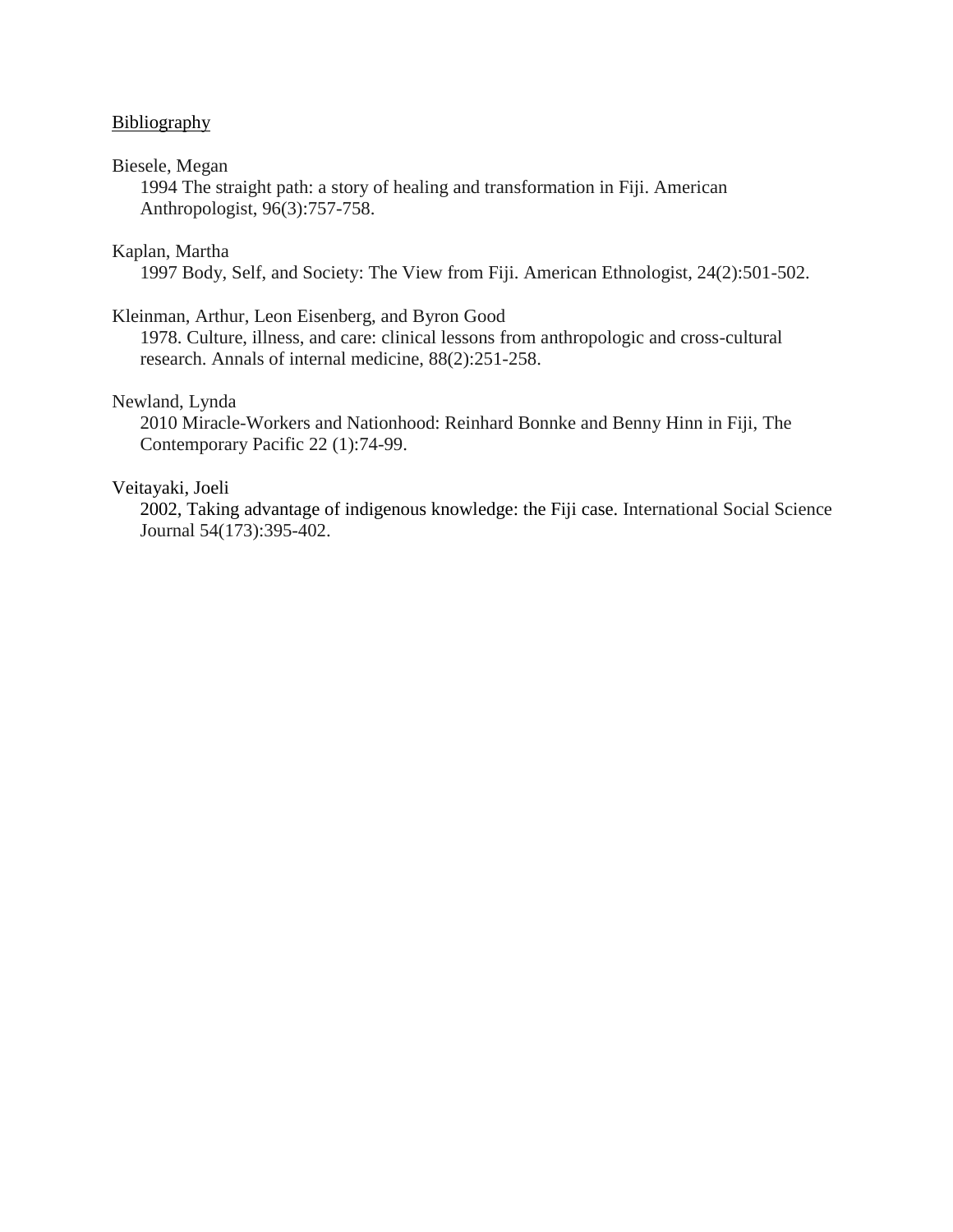## Bibliography

Biesele, Megan
1994 The straight path: a story of healing and transformation in Fiji. American Anthropologist, 96(3):757-758.

Kaplan, Martha
1997 Body, Self, and Society: The View from Fiji. American Ethnologist, 24(2):501-502.

Kleinman, Arthur, Leon Eisenberg, and Byron Good
1978. Culture, illness, and care: clinical lessons from anthropologic and cross-cultural research. Annals of internal medicine, 88(2):251-258.

Newland, Lynda
2010 Miracle-Workers and Nationhood: Reinhard Bonnke and Benny Hinn in Fiji, The Contemporary Pacific 22 (1):74-99.

Veitayaki, Joeli
2002, Taking advantage of indigenous knowledge: the Fiji case. International Social Science Journal 54(173):395-402.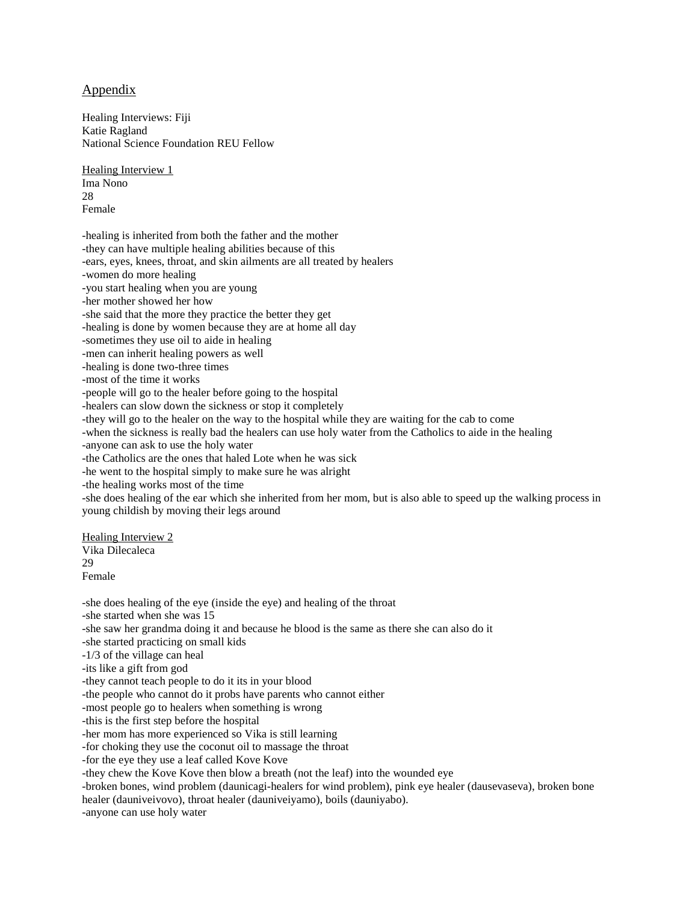## Appendix

Healing Interviews: Fiji
Katie Ragland
National Science Foundation REU Fellow

Healing Interview 1
Ima Nono
28
Female

-healing is inherited from both the father and the mother
-they can have multiple healing abilities because of this
-ears, eyes, knees, throat, and skin ailments are all treated by healers
-women do more healing
-you start healing when you are young
-her mother showed her how
-she said that the more they practice the better they get
-healing is done by women because they are at home all day
-sometimes they use oil to aide in healing
-men can inherit healing powers as well
-healing is done two-three times
-most of the time it works
-people will go to the healer before going to the hospital
-healers can slow down the sickness or stop it completely
-they will go to the healer on the way to the hospital while they are waiting for the cab to come
-when the sickness is really bad the healers can use holy water from the Catholics to aide in the healing
-anyone can ask to use the holy water
-the Catholics are the ones that haled Lote when he was sick
-he went to the hospital simply to make sure he was alright
-the healing works most of the time
-she does healing of the ear which she inherited from her mom, but is also able to speed up the walking process in young childish by moving their legs around

Healing Interview 2
Vika Dilecaleca
29
Female

-she does healing of the eye (inside the eye) and healing of the throat
-she started when she was 15
-she saw her grandma doing it and because he blood is the same as there she can also do it
-she started practicing on small kids
-1/3 of the village can heal
-its like a gift from god
-they cannot teach people to do it its in your blood
-the people who cannot do it probs have parents who cannot either
-most people go to healers when something is wrong
-this is the first step before the hospital
-her mom has more experienced so Vika is still learning
-for choking they use the coconut oil to massage the throat
-for the eye they use a leaf called Kove Kove
-they chew the Kove Kove then blow a breath (not the leaf) into the wounded eye
-broken bones, wind problem (daunicagi-healers for wind problem), pink eye healer (dausevaseva), broken bone healer (dauniveivovo), throat healer (dauniveiyamo), boils (dauniyabo).
-anyone can use holy water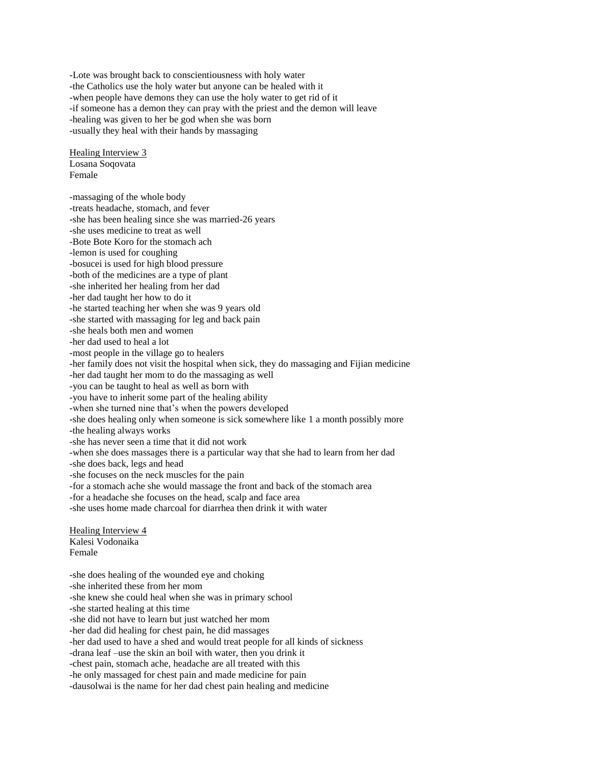-Lote was brought back to conscientiousness with holy water
-the Catholics use the holy water but anyone can be healed with it
-when people have demons they can use the holy water to get rid of it
-if someone has a demon they can pray with the priest and the demon will leave
-healing was given to her be god when she was born
-usually they heal with their hands by massaging

<u>Healing Interview 3</u>
Losana Soqovata
Female

-massaging of the whole body
-treats headache, stomach, and fever
-she has been healing since she was married-26 years
-she uses medicine to treat as well
-Bote Bote Koro for the stomach ach
-lemon is used for coughing
-bosucei is used for high blood pressure
-both of the medicines are a type of plant
-she inherited her healing from her dad
-her dad taught her how to do it
-he started teaching her when she was 9 years old
-she started with massaging for leg and back pain
-she heals both men and women
-her dad used to heal a lot
-most people in the village go to healers
-her family does not visit the hospital when sick, they do massaging and Fijian medicine
-her dad taught her mom to do the massaging as well
-you can be taught to heal as well as born with
-you have to inherit some part of the healing ability
-when she turned nine that's when the powers developed
-she does healing only when someone is sick somewhere like 1 a month possibly more
-the healing always works
-she has never seen a time that it did not work
-when she does massages there is a particular way that she had to learn from her dad
-she does back, legs and head
-she focuses on the neck muscles for the pain
-for a stomach ache she would massage the front and back of the stomach area
-for a headache she focuses on the head, scalp and face area
-she uses home made charcoal for diarrhea then drink it with water

<u>Healing Interview 4</u>
Kalesi Vodonaika
Female

-she does healing of the wounded eye and choking
-she inherited these from her mom
-she knew she could heal when she was in primary school
-she started healing at this time
-she did not have to learn but just watched her mom
-her dad did healing for chest pain, he did massages
-her dad used to have a shed and would treat people for all kinds of sickness
-drana leaf –use the skin an boil with water, then you drink it
-chest pain, stomach ache, headache are all treated with this
-he only massaged for chest pain and made medicine for pain
-dausolwai is the name for her dad chest pain healing and medicine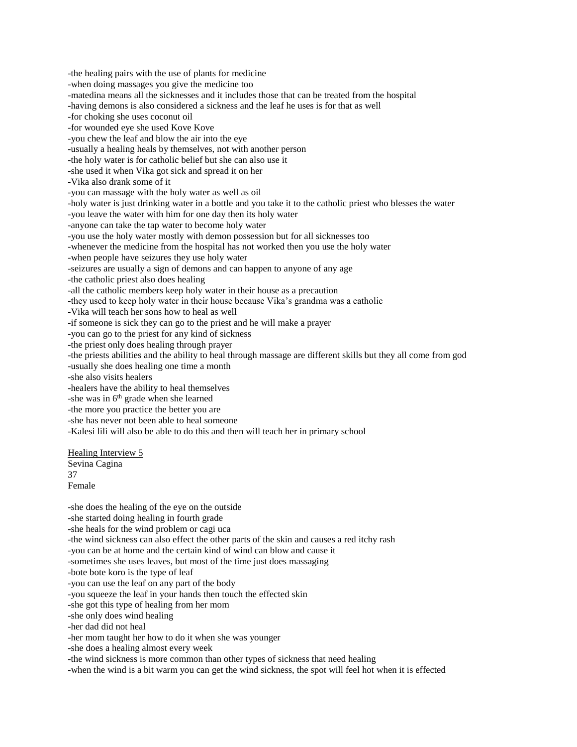-the healing pairs with the use of plants for medicine
-when doing massages you give the medicine too
-matedina means all the sicknesses and it includes those that can be treated from the hospital
-having demons is also considered a sickness and the leaf he uses is for that as well
-for choking she uses coconut oil
-for wounded eye she used Kove Kove
-you chew the leaf and blow the air into the eye
-usually a healing heals by themselves, not with another person
-the holy water is for catholic belief but she can also use it
-she used it when Vika got sick and spread it on her
-Vika also drank some of it
-you can massage with the holy water as well as oil
-holy water is just drinking water in a bottle and you take it to the catholic priest who blesses the water
-you leave the water with him for one day then its holy water
-anyone can take the tap water to become holy water
-you use the holy water mostly with demon possession but for all sicknesses too
-whenever the medicine from the hospital has not worked then you use the holy water
-when people have seizures they use holy water
-seizures are usually a sign of demons and can happen to anyone of any age
-the catholic priest also does healing
-all the catholic members keep holy water in their house as a precaution
-they used to keep holy water in their house because Vika's grandma was a catholic
-Vika will teach her sons how to heal as well
-if someone is sick they can go to the priest and he will make a prayer
-you can go to the priest for any kind of sickness
-the priest only does healing through prayer
-the priests abilities and the ability to heal through massage are different skills but they all come from god
-usually she does healing one time a month
-she also visits healers
-healers have the ability to heal themselves
-she was in 6th grade when she learned
-the more you practice the better you are
-she has never not been able to heal someone
-Kalesi lili will also be able to do this and then will teach her in primary school

Healing Interview 5
Sevina Cagina
37
Female

-she does the healing of the eye on the outside
-she started doing healing in fourth grade
-she heals for the wind problem or cagi uca
-the wind sickness can also effect the other parts of the skin and causes a red itchy rash
-you can be at home and the certain kind of wind can blow and cause it
-sometimes she uses leaves, but most of the time just does massaging
-bote bote koro is the type of leaf
-you can use the leaf on any part of the body
-you squeeze the leaf in your hands then touch the effected skin
-she got this type of healing from her mom
-she only does wind healing
-her dad did not heal
-her mom taught her how to do it when she was younger
-she does a healing almost every week
-the wind sickness is more common than other types of sickness that need healing
-when the wind is a bit warm you can get the wind sickness, the spot will feel hot when it is effected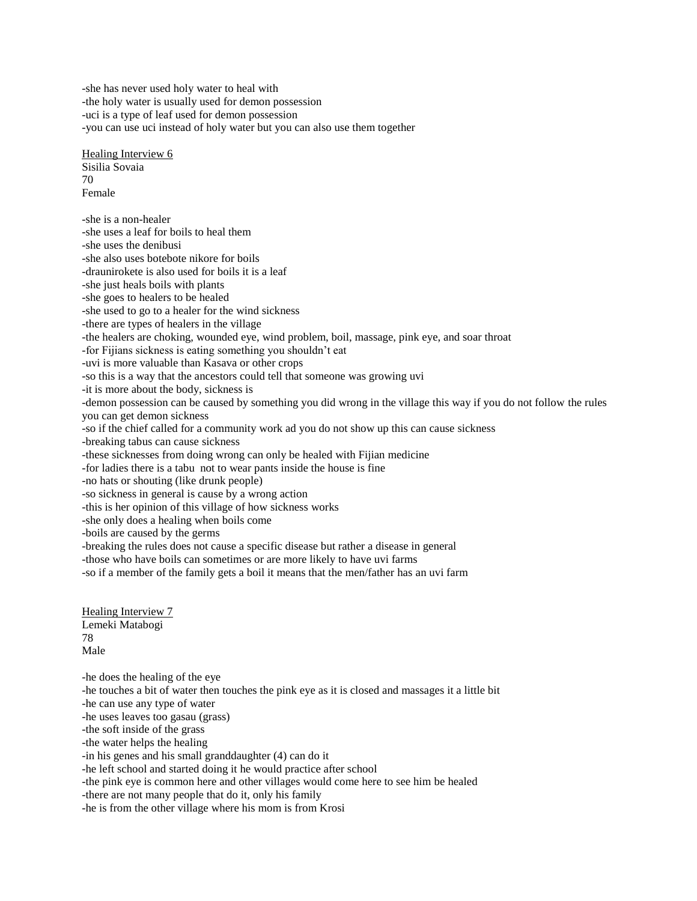-she has never used holy water to heal with
-the holy water is usually used for demon possession
-uci is a type of leaf used for demon possession
-you can use uci instead of holy water but you can also use them together

Healing Interview 6
Sisilia Sovaia
70
Female

-she is a non-healer
-she uses a leaf for boils to heal them
-she uses the denibusi
-she also uses botebote nikore for boils
-draunirokete is also used for boils it is a leaf
-she just heals boils with plants
-she goes to healers to be healed
-she used to go to a healer for the wind sickness
-there are types of healers in the village
-the healers are choking, wounded eye, wind problem, boil, massage, pink eye, and soar throat
-for Fijians sickness is eating something you shouldn't eat
-uvi is more valuable than Kasava or other crops
-so this is a way that the ancestors could tell that someone was growing uvi
-it is more about the body, sickness is
-demon possession can be caused by something you did wrong in the village this way if you do not follow the rules you can get demon sickness
-so if the chief called for a community work ad you do not show up this can cause sickness
-breaking tabus can cause sickness
-these sicknesses from doing wrong can only be healed with Fijian medicine
-for ladies there is a tabu not to wear pants inside the house is fine
-no hats or shouting (like drunk people)
-so sickness in general is cause by a wrong action
-this is her opinion of this village of how sickness works
-she only does a healing when boils come
-boils are caused by the germs
-breaking the rules does not cause a specific disease but rather a disease in general
-those who have boils can sometimes or are more likely to have uvi farms
-so if a member of the family gets a boil it means that the men/father has an uvi farm

Healing Interview 7
Lemeki Matabogi
78
Male

-he does the healing of the eye
-he touches a bit of water then touches the pink eye as it is closed and massages it a little bit
-he can use any type of water
-he uses leaves too gasau (grass)
-the soft inside of the grass
-the water helps the healing
-in his genes and his small granddaughter (4) can do it
-he left school and started doing it he would practice after school
-the pink eye is common here and other villages would come here to see him be healed
-there are not many people that do it, only his family
-he is from the other village where his mom is from Krosi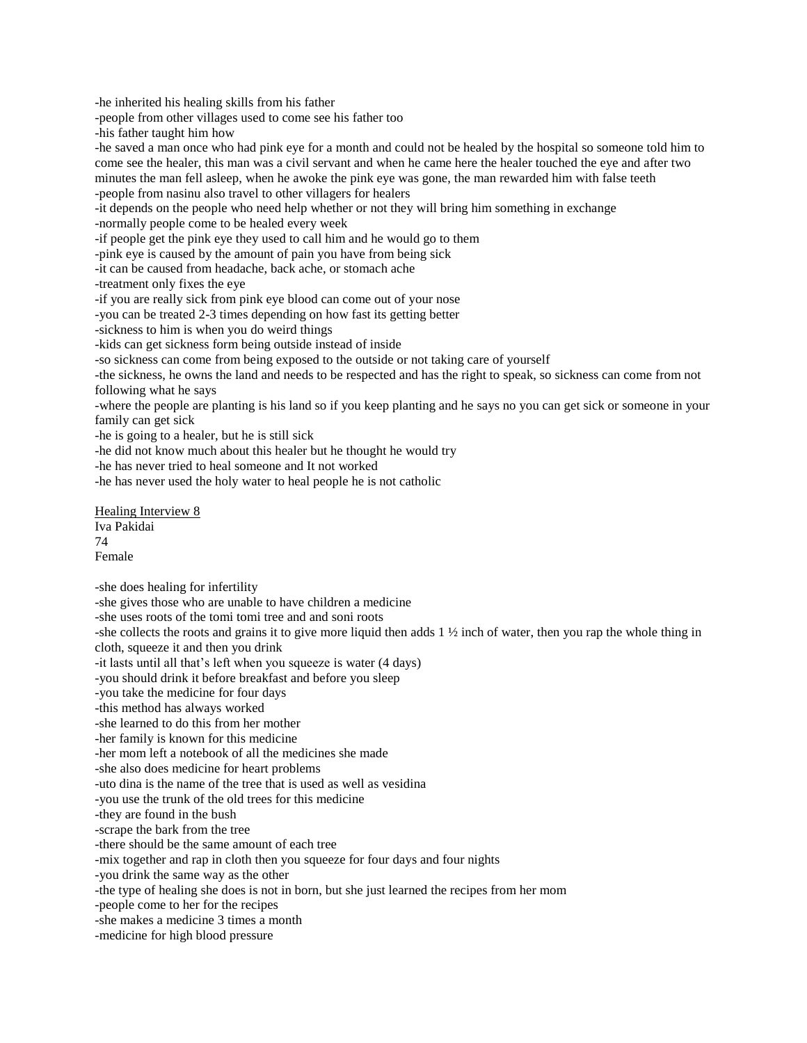-he inherited his healing skills from his father
-people from other villages used to come see his father too
-his father taught him how
-he saved a man once who had pink eye for a month and could not be healed by the hospital so someone told him to come see the healer, this man was a civil servant and when he came here the healer touched the eye and after two minutes the man fell asleep, when he awoke the pink eye was gone, the man rewarded him with false teeth
-people from nasinu also travel to other villagers for healers
-it depends on the people who need help whether or not they will bring him something in exchange
-normally people come to be healed every week
-if people get the pink eye they used to call him and he would go to them
-pink eye is caused by the amount of pain you have from being sick
-it can be caused from headache, back ache, or stomach ache
-treatment only fixes the eye
-if you are really sick from pink eye blood can come out of your nose
-you can be treated 2-3 times depending on how fast its getting better
-sickness to him is when you do weird things
-kids can get sickness form being outside instead of inside
-so sickness can come from being exposed to the outside or not taking care of yourself
-the sickness, he owns the land and needs to be respected and has the right to speak, so sickness can come from not following what he says
-where the people are planting is his land so if you keep planting and he says no you can get sick or someone in your family can get sick
-he is going to a healer, but he is still sick
-he did not know much about this healer but he thought he would try
-he has never tried to heal someone and It not worked
-he has never used the holy water to heal people he is not catholic

<u>Healing Interview 8</u>
Iva Pakidai
74
Female

-she does healing for infertility
-she gives those who are unable to have children a medicine
-she uses roots of the tomi tomi tree and and soni roots
-she collects the roots and grains it to give more liquid then adds 1 ½ inch of water, then you rap the whole thing in cloth, squeeze it and then you drink
-it lasts until all that's left when you squeeze is water (4 days)
-you should drink it before breakfast and before you sleep
-you take the medicine for four days
-this method has always worked
-she learned to do this from her mother
-her family is known for this medicine
-her mom left a notebook of all the medicines she made
-she also does medicine for heart problems
-uto dina is the name of the tree that is used as well as vesidina
-you use the trunk of the old trees for this medicine
-they are found in the bush
-scrape the bark from the tree
-there should be the same amount of each tree
-mix together and rap in cloth then you squeeze for four days and four nights
-you drink the same way as the other
-the type of healing she does is not in born, but she just learned the recipes from her mom
-people come to her for the recipes
-she makes a medicine 3 times a month
-medicine for high blood pressure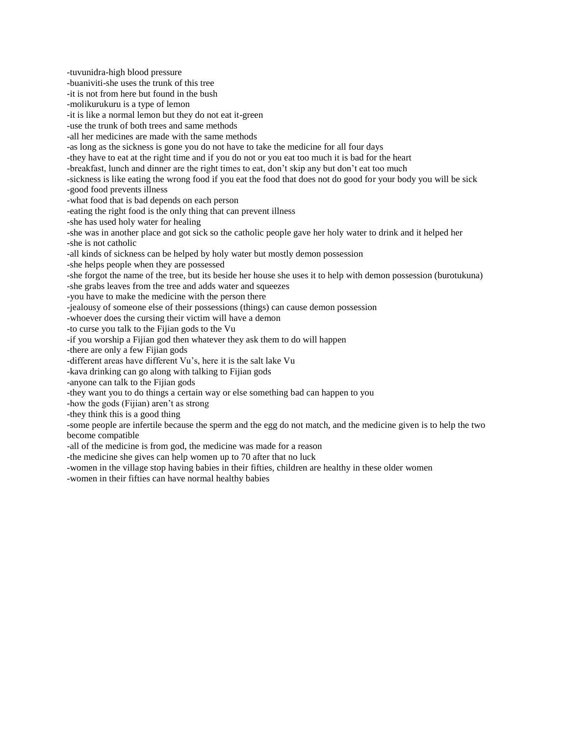-tuvunidra-high blood pressure
-buaniviti-she uses the trunk of this tree
-it is not from here but found in the bush
-molikurukuru is a type of lemon
-it is like a normal lemon but they do not eat it-green
-use the trunk of both trees and same methods
-all her medicines are made with the same methods
-as long as the sickness is gone you do not have to take the medicine for all four days
-they have to eat at the right time and if you do not or you eat too much it is bad for the heart
-breakfast, lunch and dinner are the right times to eat, don't skip any but don't eat too much
-sickness is like eating the wrong food if you eat the food that does not do good for your body you will be sick
-good food prevents illness
-what food that is bad depends on each person
-eating the right food is the only thing that can prevent illness
-she has used holy water for healing
-she was in another place and got sick so the catholic people gave her holy water to drink and it helped her
-she is not catholic
-all kinds of sickness can be helped by holy water but mostly demon possession
-she helps people when they are possessed
-she forgot the name of the tree, but its beside her house she uses it to help with demon possession (burotukuna)
-she grabs leaves from the tree and adds water and squeezes
-you have to make the medicine with the person there
-jealousy of someone else of their possessions (things) can cause demon possession
-whoever does the cursing their victim will have a demon
-to curse you talk to the Fijian gods to the Vu
-if you worship a Fijian god then whatever they ask them to do will happen
-there are only a few Fijian gods
-different areas have different Vu's, here it is the salt lake Vu
-kava drinking can go along with talking to Fijian gods
-anyone can talk to the Fijian gods
-they want you to do things a certain way or else something bad can happen to you
-how the gods (Fijian) aren't as strong
-they think this is a good thing
-some people are infertile because the sperm and the egg do not match, and the medicine given is to help the two become compatible
-all of the medicine is from god, the medicine was made for a reason
-the medicine she gives can help women up to 70 after that no luck
-women in the village stop having babies in their fifties, children are healthy in these older women
-women in their fifties can have normal healthy babies